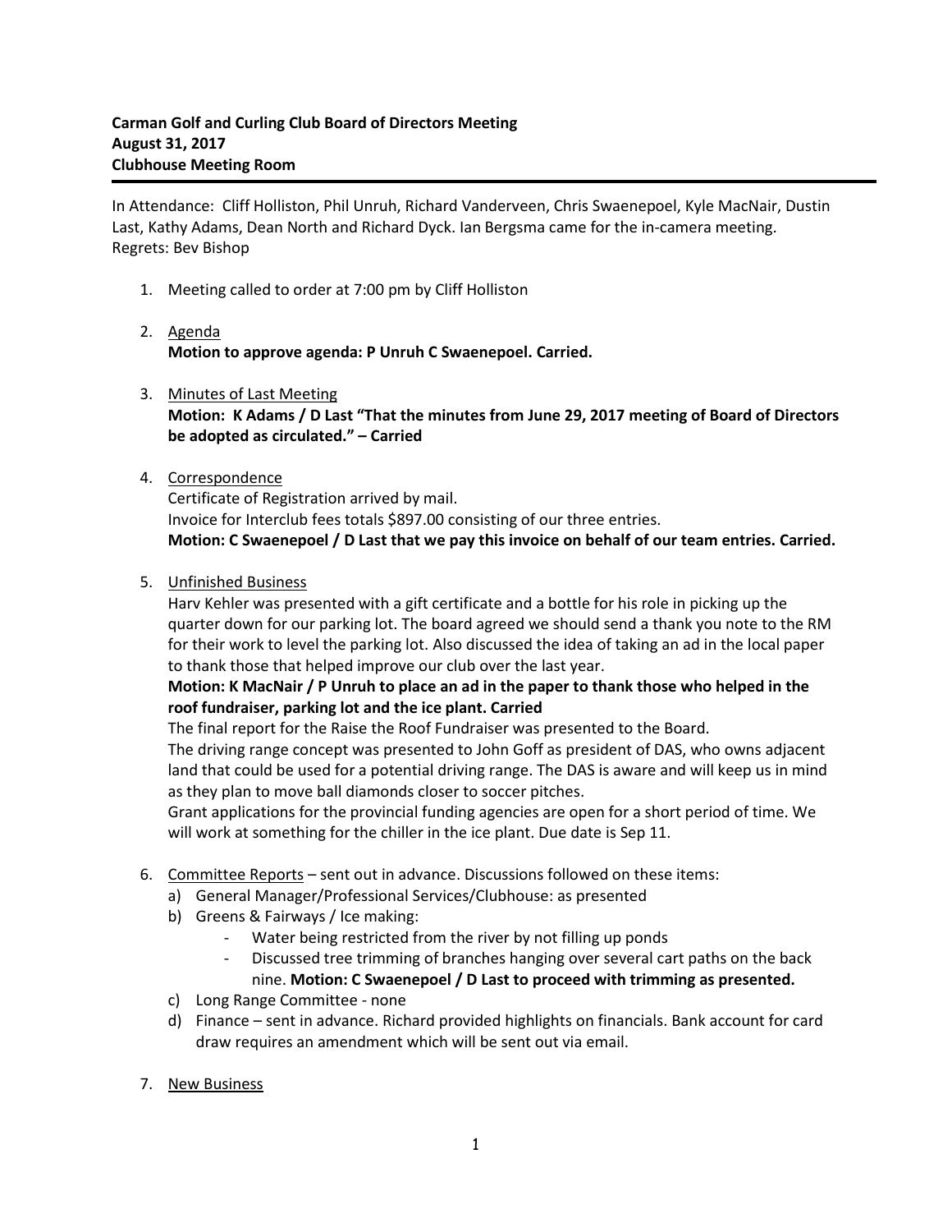**Carman Golf and Curling Club Board of Directors Meeting**
**August 31, 2017**
**Clubhouse Meeting Room**

---

In Attendance: Cliff Holliston, Phil Unruh, Richard Vanderveen, Chris Swaenepoel, Kyle MacNair, Dustin Last, Kathy Adams, Dean North and Richard Dyck. Ian Bergsma came for the in-camera meeting.
Regrets: Bev Bishop

1. Meeting called to order at 7:00 pm by Cliff Holliston

2. <u>Agenda</u>
   **Motion to approve agenda: P Unruh C Swaenepoel. Carried.**

3. <u>Minutes of Last Meeting</u>
   **Motion: K Adams / D Last "That the minutes from June 29, 2017 meeting of Board of Directors be adopted as circulated." – Carried**

4. <u>Correspondence</u>
   Certificate of Registration arrived by mail.
   Invoice for Interclub fees totals $897.00 consisting of our three entries.
   **Motion: C Swaenepoel / D Last that we pay this invoice on behalf of our team entries. Carried.**

5. <u>Unfinished Business</u>
   Harv Kehler was presented with a gift certificate and a bottle for his role in picking up the quarter down for our parking lot. The board agreed we should send a thank you note to the RM for their work to level the parking lot. Also discussed the idea of taking an ad in the local paper to thank those that helped improve our club over the last year.
   **Motion: K MacNair / P Unruh to place an ad in the paper to thank those who helped in the roof fundraiser, parking lot and the ice plant. Carried**
   The final report for the Raise the Roof Fundraiser was presented to the Board.
   The driving range concept was presented to John Goff as president of DAS, who owns adjacent land that could be used for a potential driving range. The DAS is aware and will keep us in mind as they plan to move ball diamonds closer to soccer pitches.
   Grant applications for the provincial funding agencies are open for a short period of time. We will work at something for the chiller in the ice plant. Due date is Sep 11.

6. <u>Committee Reports</u> – sent out in advance. Discussions followed on these items:
   a) General Manager/Professional Services/Clubhouse: as presented
   b) Greens & Fairways / Ice making:
      - Water being restricted from the river by not filling up ponds
      - Discussed tree trimming of branches hanging over several cart paths on the back nine. **Motion: C Swaenepoel / D Last to proceed with trimming as presented.**
   c) Long Range Committee - none
   d) Finance – sent in advance. Richard provided highlights on financials. Bank account for card draw requires an amendment which will be sent out via email.

7. <u>New Business</u>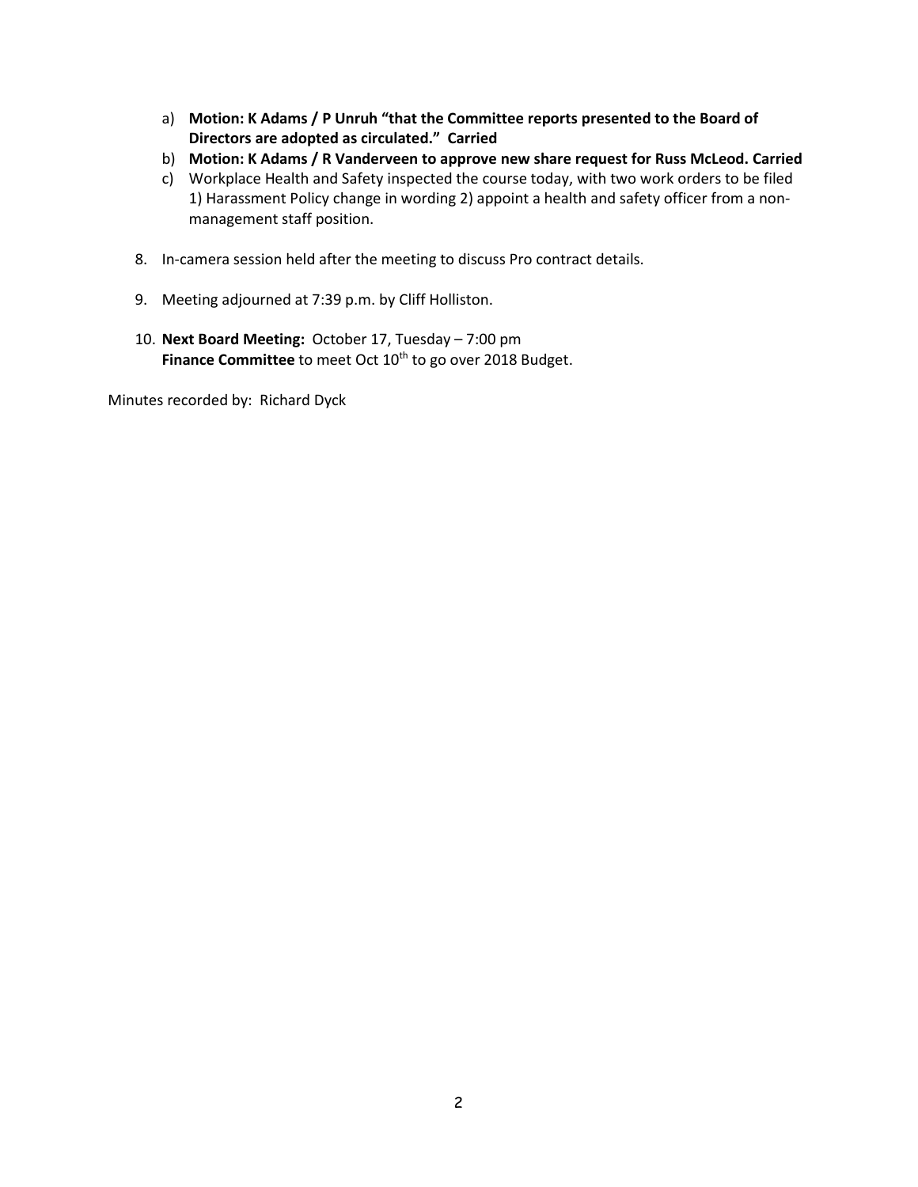a) **Motion: K Adams / P Unruh "that the Committee reports presented to the Board of Directors are adopted as circulated." Carried**
b) **Motion: K Adams / R Vanderveen to approve new share request for Russ McLeod. Carried**
c) Workplace Health and Safety inspected the course today, with two work orders to be filed 1) Harassment Policy change in wording 2) appoint a health and safety officer from a non-management staff position.

8. In-camera session held after the meeting to discuss Pro contract details.

9. Meeting adjourned at 7:39 p.m. by Cliff Holliston.

10. **Next Board Meeting:** October 17, Tuesday – 7:00 pm
    **Finance Committee** to meet Oct 10th to go over 2018 Budget.

Minutes recorded by: Richard Dyck